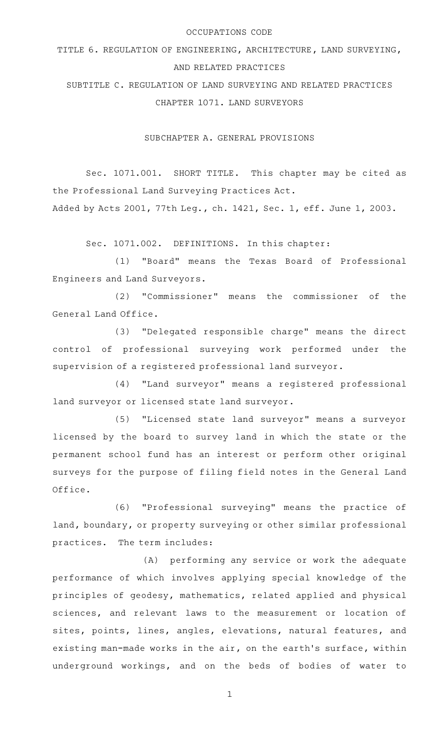OCCUPATIONS CODE

# TITLE 6. REGULATION OF ENGINEERING, ARCHITECTURE, LAND SURVEYING, AND RELATED PRACTICES

## SUBTITLE C. REGULATION OF LAND SURVEYING AND RELATED PRACTICES

## CHAPTER 1071. LAND SURVEYORS

### SUBCHAPTER A. GENERAL PROVISIONS

Sec. 1071.001. SHORT TITLE. This chapter may be cited as the Professional Land Surveying Practices Act.

Added by Acts 2001, 77th Leg., ch. 1421, Sec. 1, eff. June 1, 2003.

Sec. 1071.002. DEFINITIONS. In this chapter:

(1) "Board" means the Texas Board of Professional Engineers and Land Surveyors.

(2) "Commissioner" means the commissioner of the General Land Office.

(3) "Delegated responsible charge" means the direct control of professional surveying work performed under the supervision of a registered professional land surveyor.

(4) "Land surveyor" means a registered professional land surveyor or licensed state land surveyor.

(5) "Licensed state land surveyor" means a surveyor licensed by the board to survey land in which the state or the permanent school fund has an interest or perform other original surveys for the purpose of filing field notes in the General Land Office.

(6) "Professional surveying" means the practice of land, boundary, or property surveying or other similar professional practices. The term includes:

(A) performing any service or work the adequate performance of which involves applying special knowledge of the principles of geodesy, mathematics, related applied and physical sciences, and relevant laws to the measurement or location of sites, points, lines, angles, elevations, natural features, and existing man-made works in the air, on the earth's surface, within underground workings, and on the beds of bodies of water to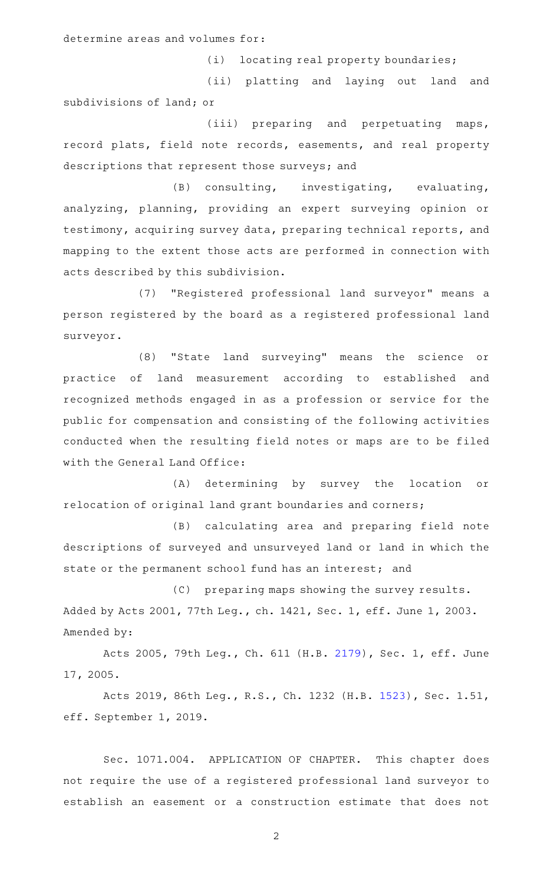determine areas and volumes for:

(i) locating real property boundaries;

(ii) platting and laying out land and subdivisions of land; or

(iii) preparing and perpetuating maps, record plats, field note records, easements, and real property descriptions that represent those surveys; and

(B) consulting, investigating, evaluating, analyzing, planning, providing an expert surveying opinion or testimony, acquiring survey data, preparing technical reports, and mapping to the extent those acts are performed in connection with acts described by this subdivision.

(7) "Registered professional land surveyor" means a person registered by the board as a registered professional land surveyor.

(8) "State land surveying" means the science or practice of land measurement according to established and recognized methods engaged in as a profession or service for the public for compensation and consisting of the following activities conducted when the resulting field notes or maps are to be filed with the General Land Office:

(A) determining by survey the location or relocation of original land grant boundaries and corners;

(B) calculating area and preparing field note descriptions of surveyed and unsurveyed land or land in which the state or the permanent school fund has an interest; and

(C) preparing maps showing the survey results.

Added by Acts 2001, 77th Leg., ch. 1421, Sec. 1, eff. June 1, 2003.
Amended by:

Acts 2005, 79th Leg., Ch. 611 (H.B. 2179), Sec. 1, eff. June 17, 2005.

Acts 2019, 86th Leg., R.S., Ch. 1232 (H.B. 1523), Sec. 1.51, eff. September 1, 2019.

Sec. 1071.004. APPLICATION OF CHAPTER. This chapter does not require the use of a registered professional land surveyor to establish an easement or a construction estimate that does not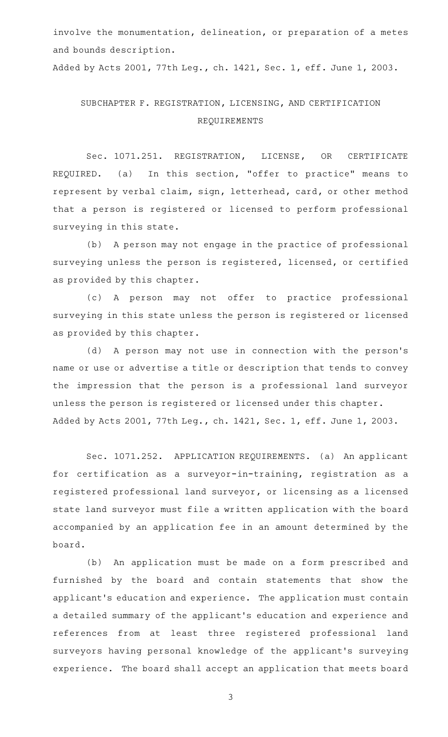involve the monumentation, delineation, or preparation of a metes and bounds description.

Added by Acts 2001, 77th Leg., ch. 1421, Sec. 1, eff. June 1, 2003.

## SUBCHAPTER F. REGISTRATION, LICENSING, AND CERTIFICATION REQUIREMENTS

Sec. 1071.251. REGISTRATION, LICENSE, OR CERTIFICATE REQUIRED. (a) In this section, "offer to practice" means to represent by verbal claim, sign, letterhead, card, or other method that a person is registered or licensed to perform professional surveying in this state.

(b) A person may not engage in the practice of professional surveying unless the person is registered, licensed, or certified as provided by this chapter.

(c) A person may not offer to practice professional surveying in this state unless the person is registered or licensed as provided by this chapter.

(d) A person may not use in connection with the person's name or use or advertise a title or description that tends to convey the impression that the person is a professional land surveyor unless the person is registered or licensed under this chapter.

Added by Acts 2001, 77th Leg., ch. 1421, Sec. 1, eff. June 1, 2003.

Sec. 1071.252. APPLICATION REQUIREMENTS. (a) An applicant for certification as a surveyor-in-training, registration as a registered professional land surveyor, or licensing as a licensed state land surveyor must file a written application with the board accompanied by an application fee in an amount determined by the board.

(b) An application must be made on a form prescribed and furnished by the board and contain statements that show the applicant's education and experience. The application must contain a detailed summary of the applicant's education and experience and references from at least three registered professional land surveyors having personal knowledge of the applicant's surveying experience. The board shall accept an application that meets board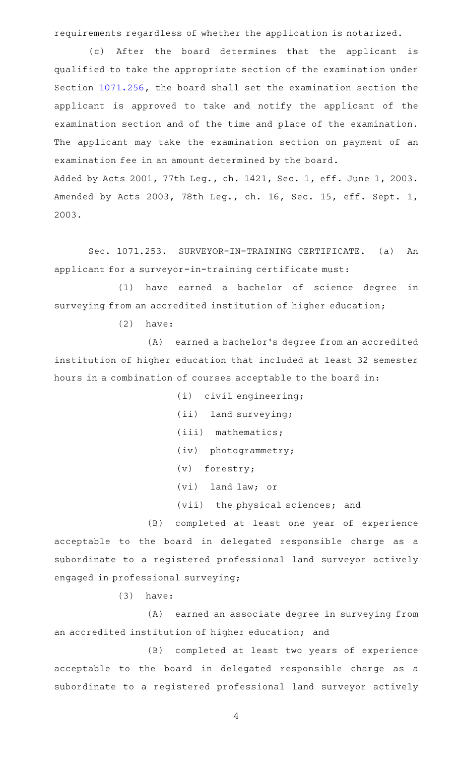requirements regardless of whether the application is notarized.

(c) After the board determines that the applicant is qualified to take the appropriate section of the examination under Section 1071.256, the board shall set the examination section the applicant is approved to take and notify the applicant of the examination section and of the time and place of the examination. The applicant may take the examination section on payment of an examination fee in an amount determined by the board.

Added by Acts 2001, 77th Leg., ch. 1421, Sec. 1, eff. June 1, 2003.
Amended by Acts 2003, 78th Leg., ch. 16, Sec. 15, eff. Sept. 1, 2003.

Sec. 1071.253. SURVEYOR-IN-TRAINING CERTIFICATE. (a) An applicant for a surveyor-in-training certificate must:

(1) have earned a bachelor of science degree in surveying from an accredited institution of higher education;

(2) have:

(A) earned a bachelor's degree from an accredited institution of higher education that included at least 32 semester hours in a combination of courses acceptable to the board in:

(i) civil engineering;

(ii) land surveying;

(iii) mathematics;

(iv) photogrammetry;

(v) forestry;

(vi) land law; or

(vii) the physical sciences; and

(B) completed at least one year of experience acceptable to the board in delegated responsible charge as a subordinate to a registered professional land surveyor actively engaged in professional surveying;

(3) have:

(A) earned an associate degree in surveying from an accredited institution of higher education; and

(B) completed at least two years of experience acceptable to the board in delegated responsible charge as a subordinate to a registered professional land surveyor actively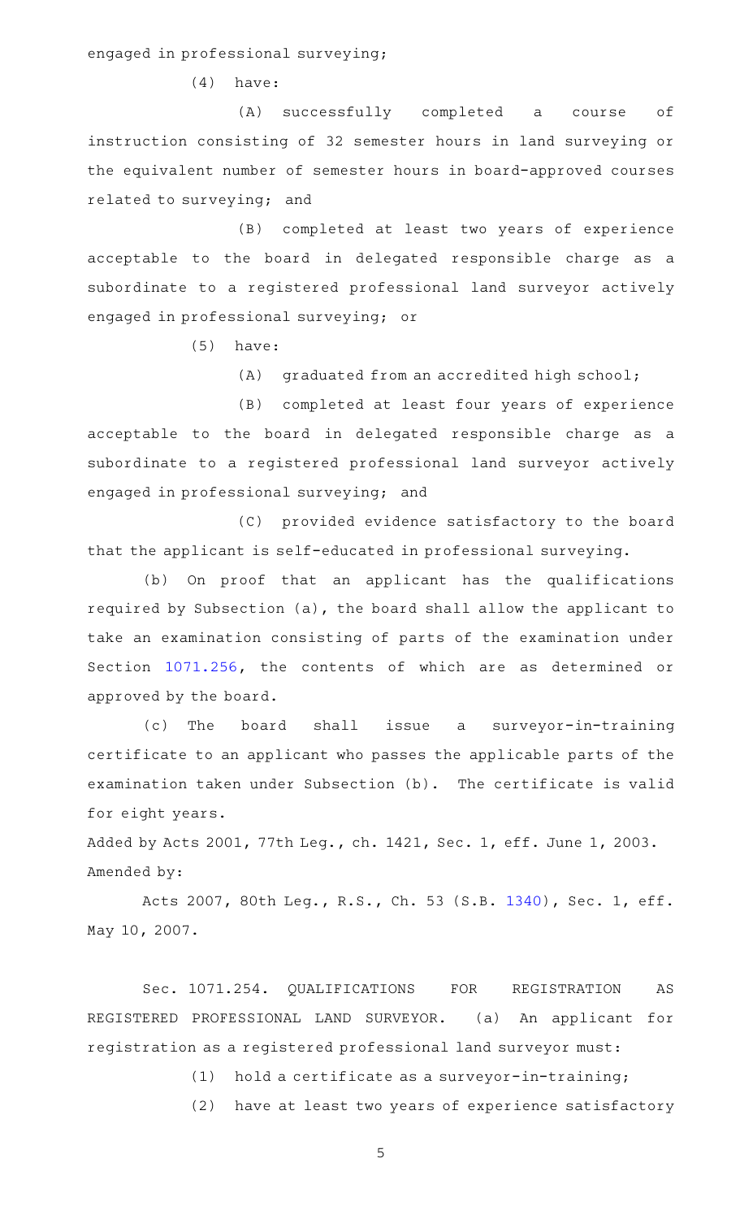engaged in professional surveying;

(4) have:

(A) successfully completed a course of instruction consisting of 32 semester hours in land surveying or the equivalent number of semester hours in board-approved courses related to surveying; and

(B) completed at least two years of experience acceptable to the board in delegated responsible charge as a subordinate to a registered professional land surveyor actively engaged in professional surveying; or

(5) have:

(A) graduated from an accredited high school;

(B) completed at least four years of experience acceptable to the board in delegated responsible charge as a subordinate to a registered professional land surveyor actively engaged in professional surveying; and

(C) provided evidence satisfactory to the board that the applicant is self-educated in professional surveying.

(b) On proof that an applicant has the qualifications required by Subsection (a), the board shall allow the applicant to take an examination consisting of parts of the examination under Section 1071.256, the contents of which are as determined or approved by the board.

(c) The board shall issue a surveyor-in-training certificate to an applicant who passes the applicable parts of the examination taken under Subsection (b). The certificate is valid for eight years.

Added by Acts 2001, 77th Leg., ch. 1421, Sec. 1, eff. June 1, 2003.
Amended by:

Acts 2007, 80th Leg., R.S., Ch. 53 (S.B. 1340), Sec. 1, eff. May 10, 2007.

Sec. 1071.254. QUALIFICATIONS FOR REGISTRATION AS REGISTERED PROFESSIONAL LAND SURVEYOR. (a) An applicant for registration as a registered professional land surveyor must:

(1) hold a certificate as a surveyor-in-training;

(2) have at least two years of experience satisfactory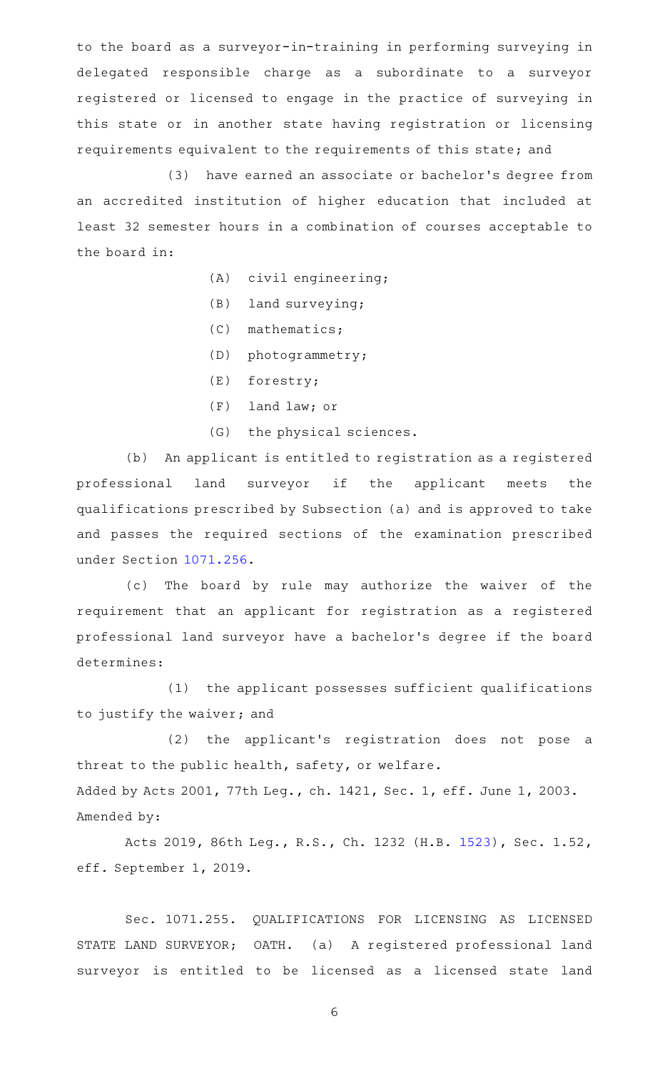to the board as a surveyor-in-training in performing surveying in delegated responsible charge as a subordinate to a surveyor registered or licensed to engage in the practice of surveying in this state or in another state having registration or licensing requirements equivalent to the requirements of this state; and

(3) have earned an associate or bachelor's degree from an accredited institution of higher education that included at least 32 semester hours in a combination of courses acceptable to the board in:

(A) civil engineering;

(B) land surveying;

(C) mathematics;

(D) photogrammetry;

(E) forestry;

(F) land law; or

(G) the physical sciences.

(b) An applicant is entitled to registration as a registered professional land surveyor if the applicant meets the qualifications prescribed by Subsection (a) and is approved to take and passes the required sections of the examination prescribed under Section 1071.256.

(c) The board by rule may authorize the waiver of the requirement that an applicant for registration as a registered professional land surveyor have a bachelor's degree if the board determines:

(1) the applicant possesses sufficient qualifications to justify the waiver; and

(2) the applicant's registration does not pose a threat to the public health, safety, or welfare.

Added by Acts 2001, 77th Leg., ch. 1421, Sec. 1, eff. June 1, 2003.
Amended by:

Acts 2019, 86th Leg., R.S., Ch. 1232 (H.B. 1523), Sec. 1.52, eff. September 1, 2019.

Sec. 1071.255. QUALIFICATIONS FOR LICENSING AS LICENSED STATE LAND SURVEYOR; OATH. (a) A registered professional land surveyor is entitled to be licensed as a licensed state land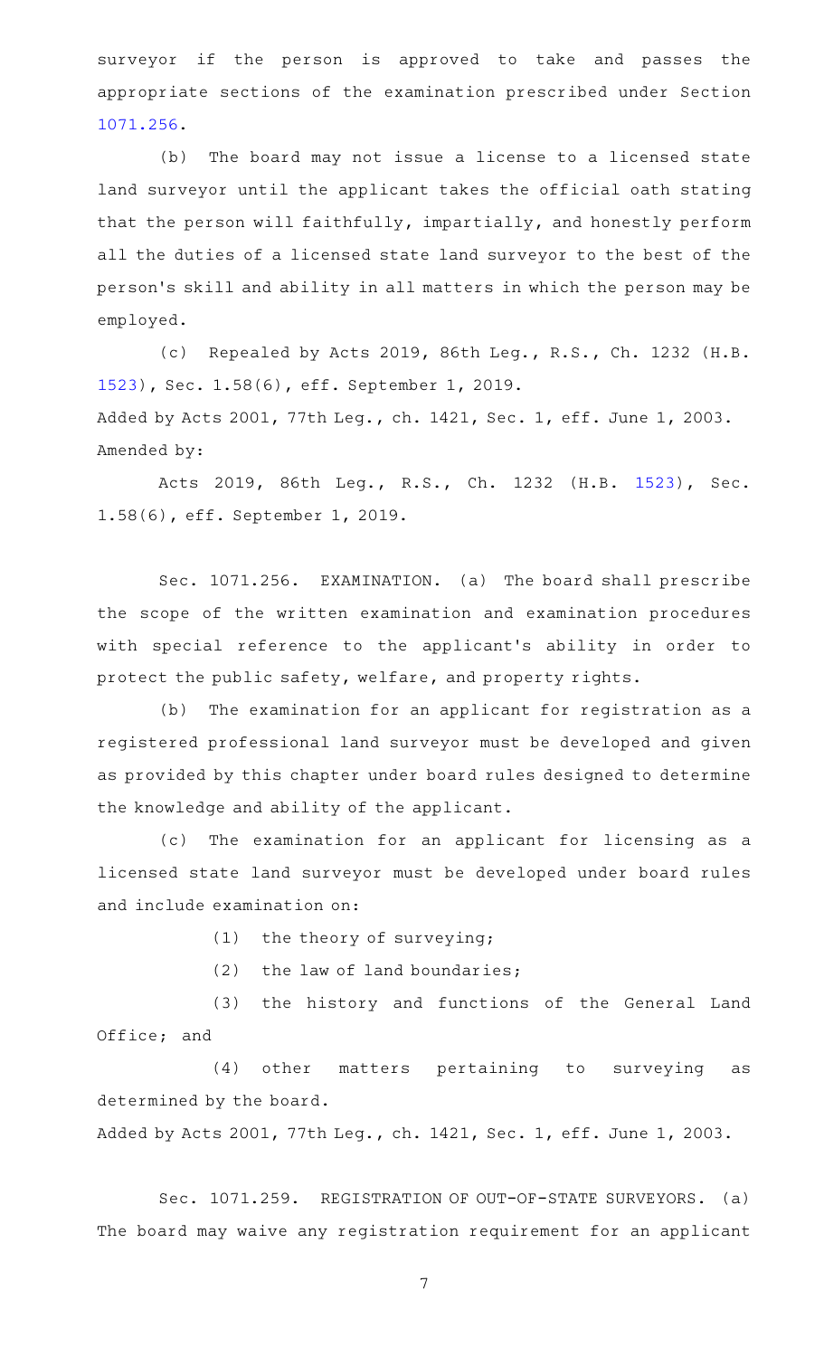surveyor if the person is approved to take and passes the appropriate sections of the examination prescribed under Section 1071.256.

(b) The board may not issue a license to a licensed state land surveyor until the applicant takes the official oath stating that the person will faithfully, impartially, and honestly perform all the duties of a licensed state land surveyor to the best of the person's skill and ability in all matters in which the person may be employed.

(c) Repealed by Acts 2019, 86th Leg., R.S., Ch. 1232 (H.B. 1523), Sec. 1.58(6), eff. September 1, 2019.

Added by Acts 2001, 77th Leg., ch. 1421, Sec. 1, eff. June 1, 2003.
Amended by:

Acts 2019, 86th Leg., R.S., Ch. 1232 (H.B. 1523), Sec. 1.58(6), eff. September 1, 2019.

Sec. 1071.256. EXAMINATION. (a) The board shall prescribe the scope of the written examination and examination procedures with special reference to the applicant's ability in order to protect the public safety, welfare, and property rights.

(b) The examination for an applicant for registration as a registered professional land surveyor must be developed and given as provided by this chapter under board rules designed to determine the knowledge and ability of the applicant.

(c) The examination for an applicant for licensing as a licensed state land surveyor must be developed under board rules and include examination on:

(1) the theory of surveying;

(2) the law of land boundaries;

(3) the history and functions of the General Land Office; and

(4) other matters pertaining to surveying as determined by the board.

Added by Acts 2001, 77th Leg., ch. 1421, Sec. 1, eff. June 1, 2003.

Sec. 1071.259. REGISTRATION OF OUT-OF-STATE SURVEYORS. (a) The board may waive any registration requirement for an applicant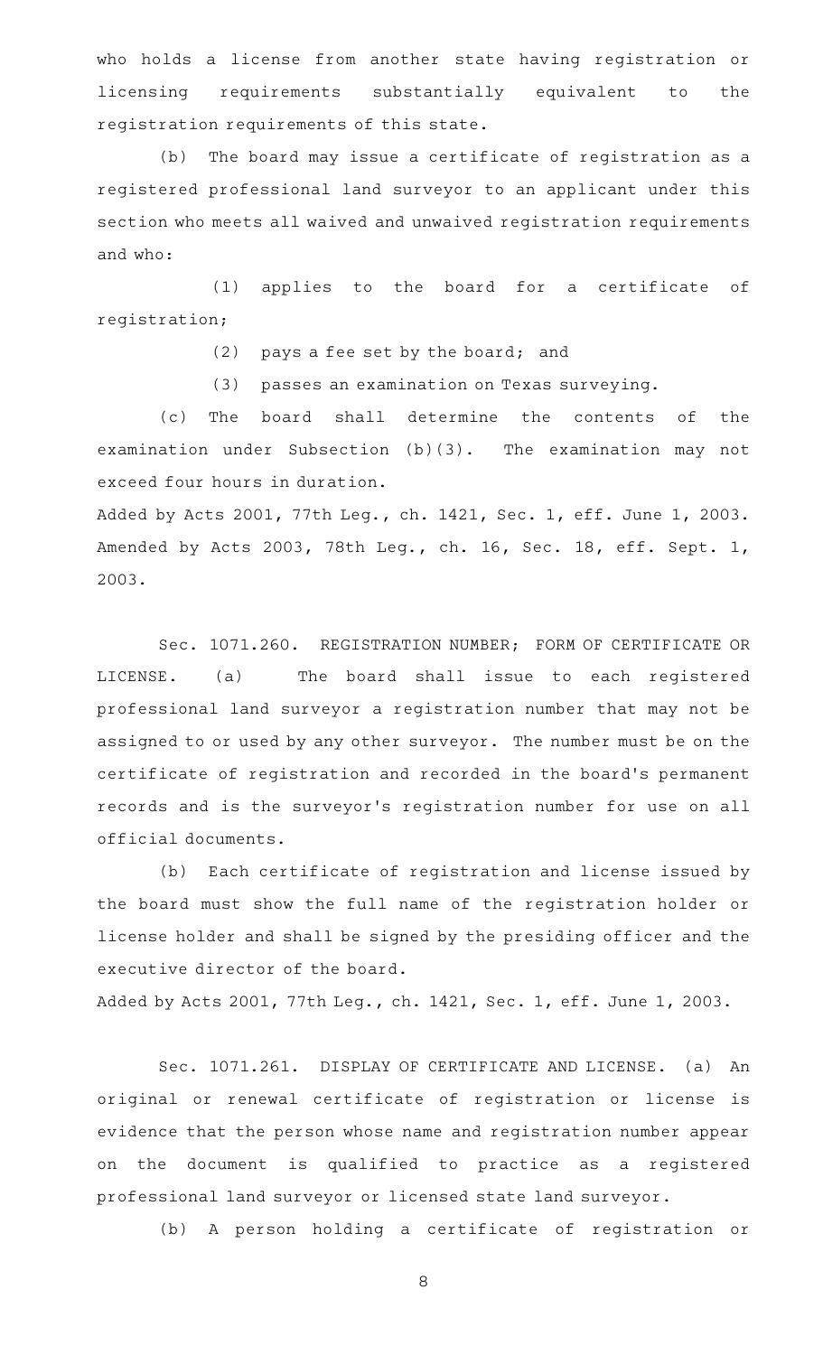who holds a license from another state having registration or licensing requirements substantially equivalent to the registration requirements of this state.

(b) The board may issue a certificate of registration as a registered professional land surveyor to an applicant under this section who meets all waived and unwaived registration requirements and who:

(1) applies to the board for a certificate of registration;

(2) pays a fee set by the board; and

(3) passes an examination on Texas surveying.

(c) The board shall determine the contents of the examination under Subsection (b)(3). The examination may not exceed four hours in duration.

Added by Acts 2001, 77th Leg., ch. 1421, Sec. 1, eff. June 1, 2003. Amended by Acts 2003, 78th Leg., ch. 16, Sec. 18, eff. Sept. 1, 2003.

Sec. 1071.260. REGISTRATION NUMBER; FORM OF CERTIFICATE OR LICENSE. (a) The board shall issue to each registered professional land surveyor a registration number that may not be assigned to or used by any other surveyor. The number must be on the certificate of registration and recorded in the board's permanent records and is the surveyor's registration number for use on all official documents.

(b) Each certificate of registration and license issued by the board must show the full name of the registration holder or license holder and shall be signed by the presiding officer and the executive director of the board.

Added by Acts 2001, 77th Leg., ch. 1421, Sec. 1, eff. June 1, 2003.

Sec. 1071.261. DISPLAY OF CERTIFICATE AND LICENSE. (a) An original or renewal certificate of registration or license is evidence that the person whose name and registration number appear on the document is qualified to practice as a registered professional land surveyor or licensed state land surveyor.

(b) A person holding a certificate of registration or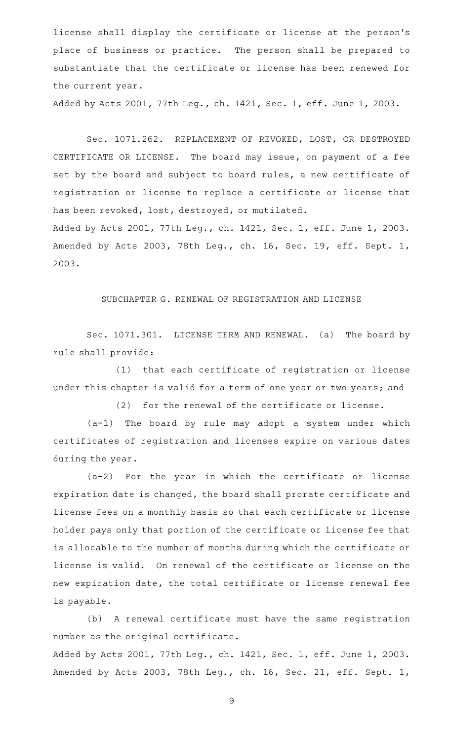license shall display the certificate or license at the person's place of business or practice. The person shall be prepared to substantiate that the certificate or license has been renewed for the current year.

Added by Acts 2001, 77th Leg., ch. 1421, Sec. 1, eff. June 1, 2003.

Sec. 1071.262. REPLACEMENT OF REVOKED, LOST, OR DESTROYED CERTIFICATE OR LICENSE. The board may issue, on payment of a fee set by the board and subject to board rules, a new certificate of registration or license to replace a certificate or license that has been revoked, lost, destroyed, or mutilated.

Added by Acts 2001, 77th Leg., ch. 1421, Sec. 1, eff. June 1, 2003. Amended by Acts 2003, 78th Leg., ch. 16, Sec. 19, eff. Sept. 1, 2003.

## SUBCHAPTER G. RENEWAL OF REGISTRATION AND LICENSE

Sec. 1071.301. LICENSE TERM AND RENEWAL. (a) The board by rule shall provide:

(1) that each certificate of registration or license under this chapter is valid for a term of one year or two years; and

(2) for the renewal of the certificate or license.

(a-1) The board by rule may adopt a system under which certificates of registration and licenses expire on various dates during the year.

(a-2) For the year in which the certificate or license expiration date is changed, the board shall prorate certificate and license fees on a monthly basis so that each certificate or license holder pays only that portion of the certificate or license fee that is allocable to the number of months during which the certificate or license is valid. On renewal of the certificate or license on the new expiration date, the total certificate or license renewal fee is payable.

(b) A renewal certificate must have the same registration number as the original certificate.

Added by Acts 2001, 77th Leg., ch. 1421, Sec. 1, eff. June 1, 2003. Amended by Acts 2003, 78th Leg., ch. 16, Sec. 21, eff. Sept. 1,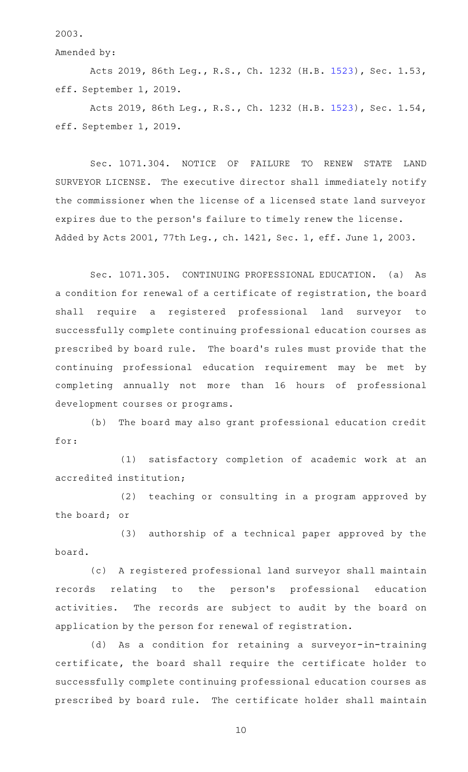2003.

Amended by:

Acts 2019, 86th Leg., R.S., Ch. 1232 (H.B. 1523), Sec. 1.53, eff. September 1, 2019.

Acts 2019, 86th Leg., R.S., Ch. 1232 (H.B. 1523), Sec. 1.54, eff. September 1, 2019.

Sec. 1071.304. NOTICE OF FAILURE TO RENEW STATE LAND SURVEYOR LICENSE. The executive director shall immediately notify the commissioner when the license of a licensed state land surveyor expires due to the person's failure to timely renew the license.

Added by Acts 2001, 77th Leg., ch. 1421, Sec. 1, eff. June 1, 2003.

Sec. 1071.305. CONTINUING PROFESSIONAL EDUCATION. (a) As a condition for renewal of a certificate of registration, the board shall require a registered professional land surveyor to successfully complete continuing professional education courses as prescribed by board rule. The board's rules must provide that the continuing professional education requirement may be met by completing annually not more than 16 hours of professional development courses or programs.

(b) The board may also grant professional education credit for:

(1) satisfactory completion of academic work at an accredited institution;

(2) teaching or consulting in a program approved by the board; or

(3) authorship of a technical paper approved by the board.

(c) A registered professional land surveyor shall maintain records relating to the person's professional education activities. The records are subject to audit by the board on application by the person for renewal of registration.

(d) As a condition for retaining a surveyor-in-training certificate, the board shall require the certificate holder to successfully complete continuing professional education courses as prescribed by board rule. The certificate holder shall maintain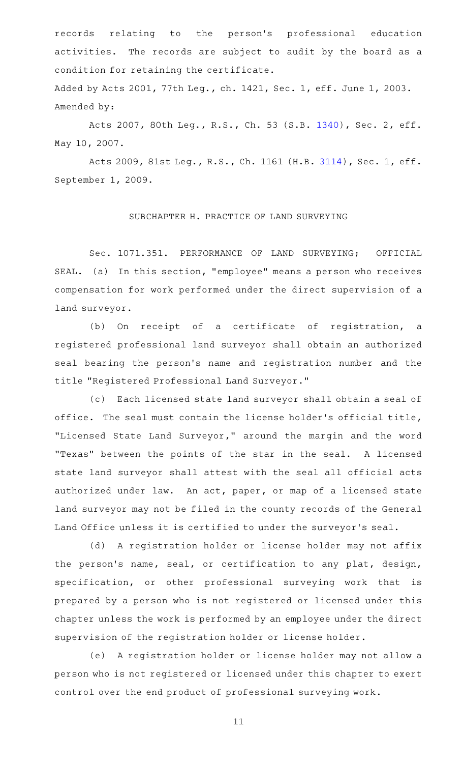records relating to the person's professional education activities. The records are subject to audit by the board as a condition for retaining the certificate.

Added by Acts 2001, 77th Leg., ch. 1421, Sec. 1, eff. June 1, 2003.

Amended by:

Acts 2007, 80th Leg., R.S., Ch. 53 (S.B. 1340), Sec. 2, eff. May 10, 2007.

Acts 2009, 81st Leg., R.S., Ch. 1161 (H.B. 3114), Sec. 1, eff. September 1, 2009.

## SUBCHAPTER H. PRACTICE OF LAND SURVEYING

Sec. 1071.351. PERFORMANCE OF LAND SURVEYING; OFFICIAL SEAL. (a) In this section, "employee" means a person who receives compensation for work performed under the direct supervision of a land surveyor.

(b) On receipt of a certificate of registration, a registered professional land surveyor shall obtain an authorized seal bearing the person's name and registration number and the title "Registered Professional Land Surveyor."

(c) Each licensed state land surveyor shall obtain a seal of office. The seal must contain the license holder's official title, "Licensed State Land Surveyor," around the margin and the word "Texas" between the points of the star in the seal. A licensed state land surveyor shall attest with the seal all official acts authorized under law. An act, paper, or map of a licensed state land surveyor may not be filed in the county records of the General Land Office unless it is certified to under the surveyor's seal.

(d) A registration holder or license holder may not affix the person's name, seal, or certification to any plat, design, specification, or other professional surveying work that is prepared by a person who is not registered or licensed under this chapter unless the work is performed by an employee under the direct supervision of the registration holder or license holder.

(e) A registration holder or license holder may not allow a person who is not registered or licensed under this chapter to exert control over the end product of professional surveying work.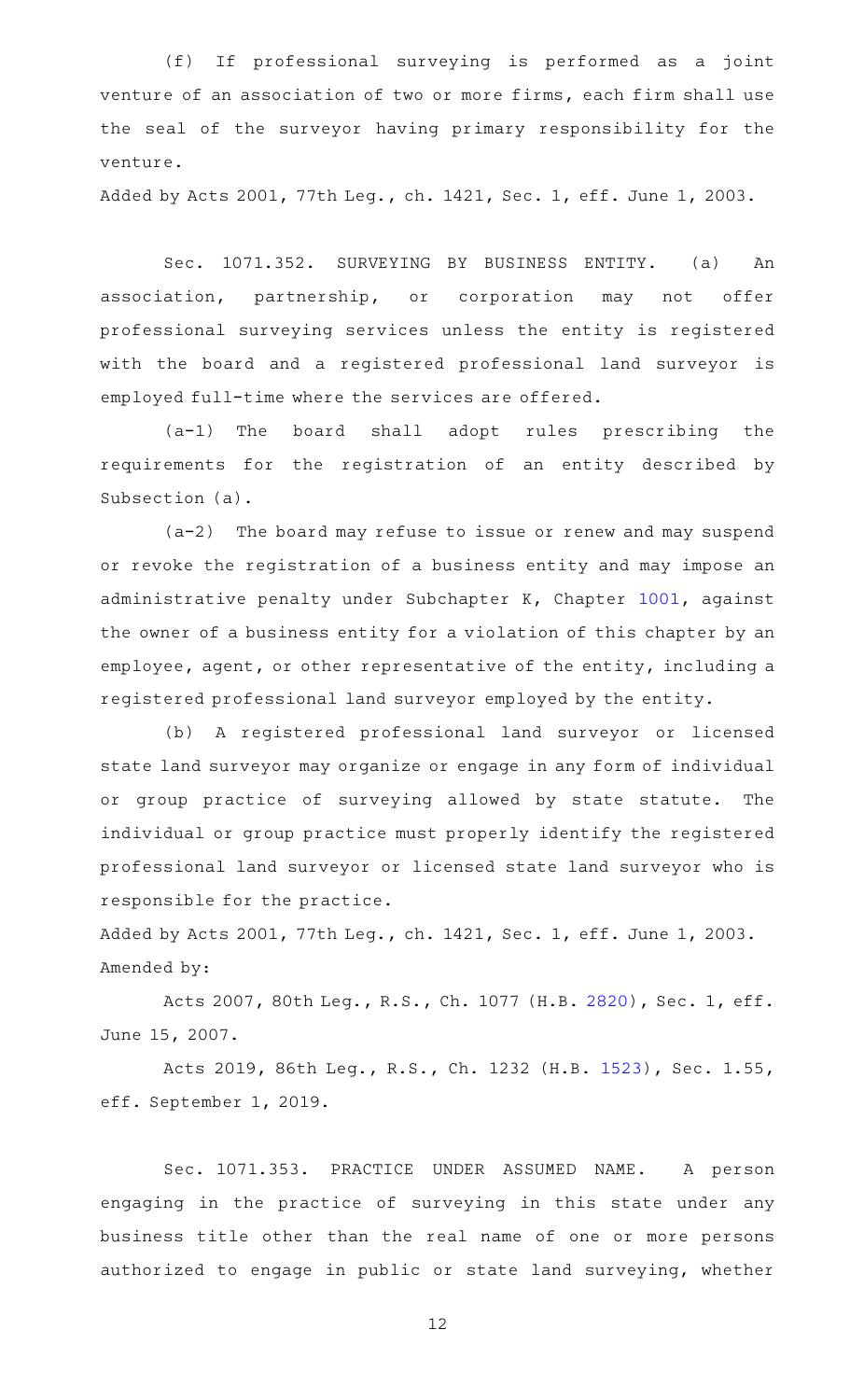(f) If professional surveying is performed as a joint venture of an association of two or more firms, each firm shall use the seal of the surveyor having primary responsibility for the venture.

Added by Acts 2001, 77th Leg., ch. 1421, Sec. 1, eff. June 1, 2003.

Sec. 1071.352. SURVEYING BY BUSINESS ENTITY. (a) An association, partnership, or corporation may not offer professional surveying services unless the entity is registered with the board and a registered professional land surveyor is employed full-time where the services are offered.

(a-1) The board shall adopt rules prescribing the requirements for the registration of an entity described by Subsection (a).

(a-2) The board may refuse to issue or renew and may suspend or revoke the registration of a business entity and may impose an administrative penalty under Subchapter K, Chapter 1001, against the owner of a business entity for a violation of this chapter by an employee, agent, or other representative of the entity, including a registered professional land surveyor employed by the entity.

(b) A registered professional land surveyor or licensed state land surveyor may organize or engage in any form of individual or group practice of surveying allowed by state statute. The individual or group practice must properly identify the registered professional land surveyor or licensed state land surveyor who is responsible for the practice.

Added by Acts 2001, 77th Leg., ch. 1421, Sec. 1, eff. June 1, 2003.
Amended by:

Acts 2007, 80th Leg., R.S., Ch. 1077 (H.B. 2820), Sec. 1, eff. June 15, 2007.

Acts 2019, 86th Leg., R.S., Ch. 1232 (H.B. 1523), Sec. 1.55, eff. September 1, 2019.

Sec. 1071.353. PRACTICE UNDER ASSUMED NAME. A person engaging in the practice of surveying in this state under any business title other than the real name of one or more persons authorized to engage in public or state land surveying, whether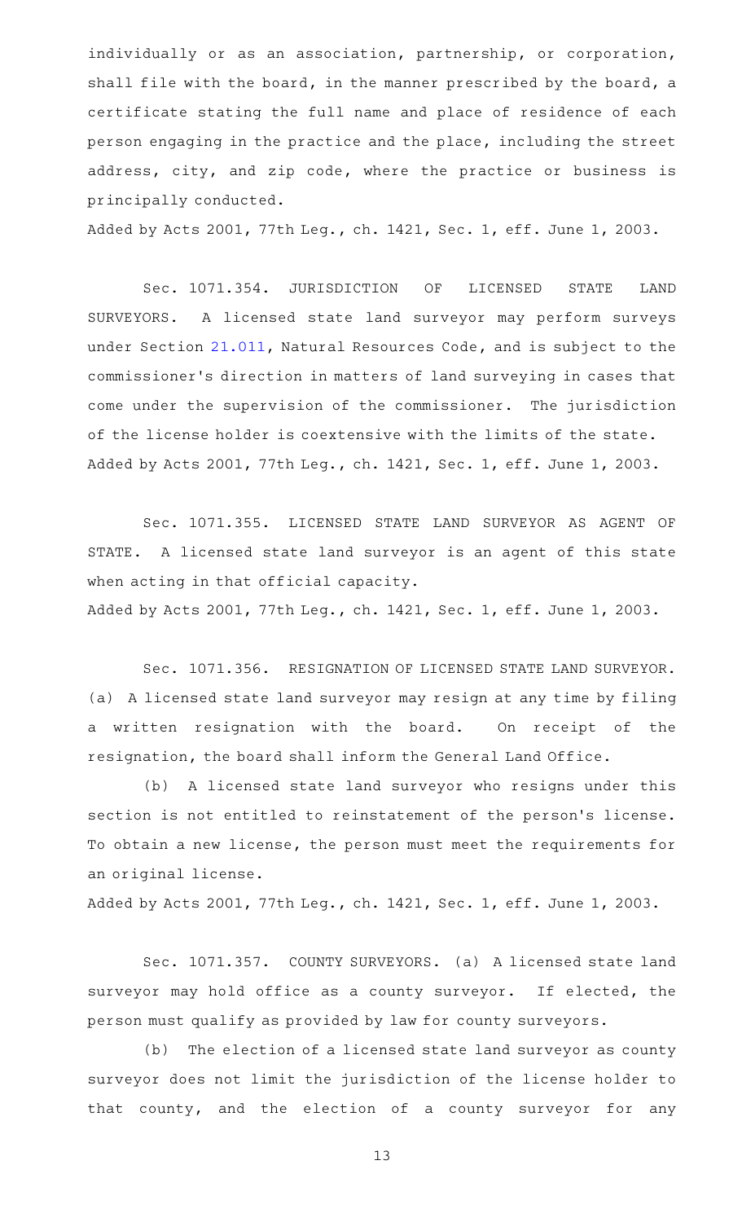individually or as an association, partnership, or corporation, shall file with the board, in the manner prescribed by the board, a certificate stating the full name and place of residence of each person engaging in the practice and the place, including the street address, city, and zip code, where the practice or business is principally conducted.

Added by Acts 2001, 77th Leg., ch. 1421, Sec. 1, eff. June 1, 2003.

Sec. 1071.354. JURISDICTION OF LICENSED STATE LAND SURVEYORS. A licensed state land surveyor may perform surveys under Section 21.011, Natural Resources Code, and is subject to the commissioner's direction in matters of land surveying in cases that come under the supervision of the commissioner. The jurisdiction of the license holder is coextensive with the limits of the state.

Added by Acts 2001, 77th Leg., ch. 1421, Sec. 1, eff. June 1, 2003.

Sec. 1071.355. LICENSED STATE LAND SURVEYOR AS AGENT OF STATE. A licensed state land surveyor is an agent of this state when acting in that official capacity.

Added by Acts 2001, 77th Leg., ch. 1421, Sec. 1, eff. June 1, 2003.

Sec. 1071.356. RESIGNATION OF LICENSED STATE LAND SURVEYOR. (a) A licensed state land surveyor may resign at any time by filing a written resignation with the board. On receipt of the resignation, the board shall inform the General Land Office.

(b) A licensed state land surveyor who resigns under this section is not entitled to reinstatement of the person's license. To obtain a new license, the person must meet the requirements for an original license.

Added by Acts 2001, 77th Leg., ch. 1421, Sec. 1, eff. June 1, 2003.

Sec. 1071.357. COUNTY SURVEYORS. (a) A licensed state land surveyor may hold office as a county surveyor. If elected, the person must qualify as provided by law for county surveyors.

(b) The election of a licensed state land surveyor as county surveyor does not limit the jurisdiction of the license holder to that county, and the election of a county surveyor for any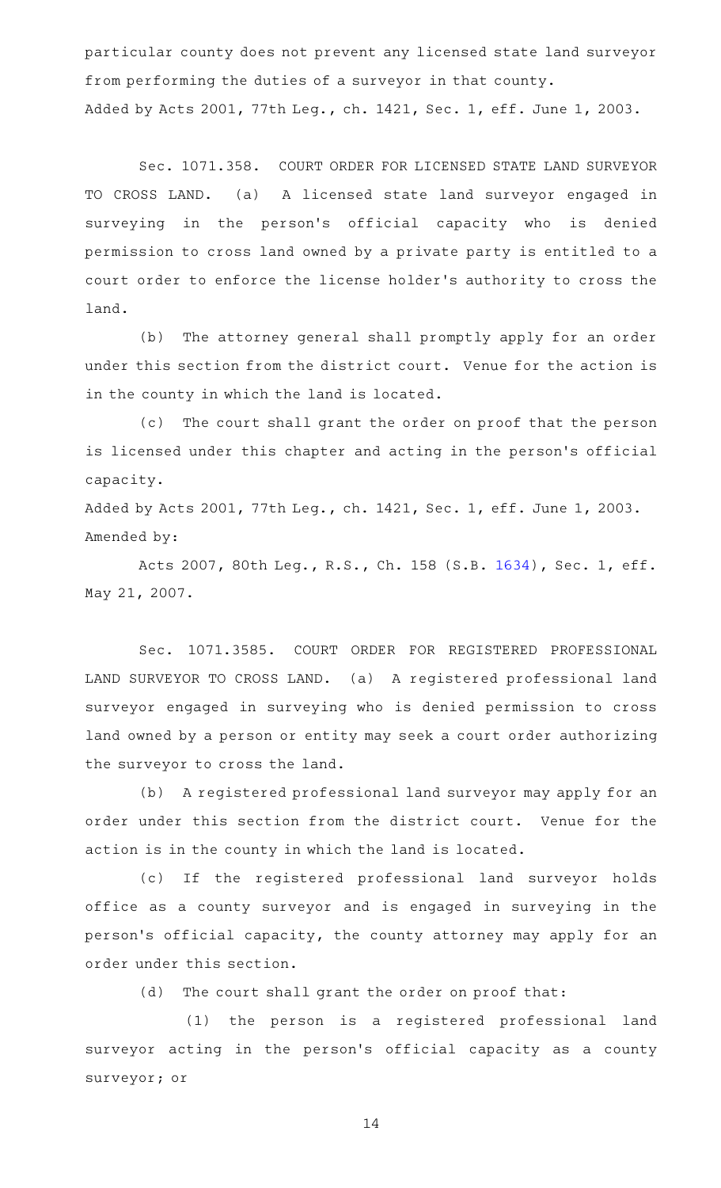particular county does not prevent any licensed state land surveyor from performing the duties of a surveyor in that county.

Added by Acts 2001, 77th Leg., ch. 1421, Sec. 1, eff. June 1, 2003.

Sec. 1071.358. COURT ORDER FOR LICENSED STATE LAND SURVEYOR TO CROSS LAND. (a) A licensed state land surveyor engaged in surveying in the person's official capacity who is denied permission to cross land owned by a private party is entitled to a court order to enforce the license holder's authority to cross the land.

(b) The attorney general shall promptly apply for an order under this section from the district court. Venue for the action is in the county in which the land is located.

(c) The court shall grant the order on proof that the person is licensed under this chapter and acting in the person's official capacity.

Added by Acts 2001, 77th Leg., ch. 1421, Sec. 1, eff. June 1, 2003.

Amended by:

Acts 2007, 80th Leg., R.S., Ch. 158 (S.B. 1634), Sec. 1, eff. May 21, 2007.

Sec. 1071.3585. COURT ORDER FOR REGISTERED PROFESSIONAL LAND SURVEYOR TO CROSS LAND. (a) A registered professional land surveyor engaged in surveying who is denied permission to cross land owned by a person or entity may seek a court order authorizing the surveyor to cross the land.

(b) A registered professional land surveyor may apply for an order under this section from the district court. Venue for the action is in the county in which the land is located.

(c) If the registered professional land surveyor holds office as a county surveyor and is engaged in surveying in the person's official capacity, the county attorney may apply for an order under this section.

(d) The court shall grant the order on proof that:

(1) the person is a registered professional land surveyor acting in the person's official capacity as a county surveyor; or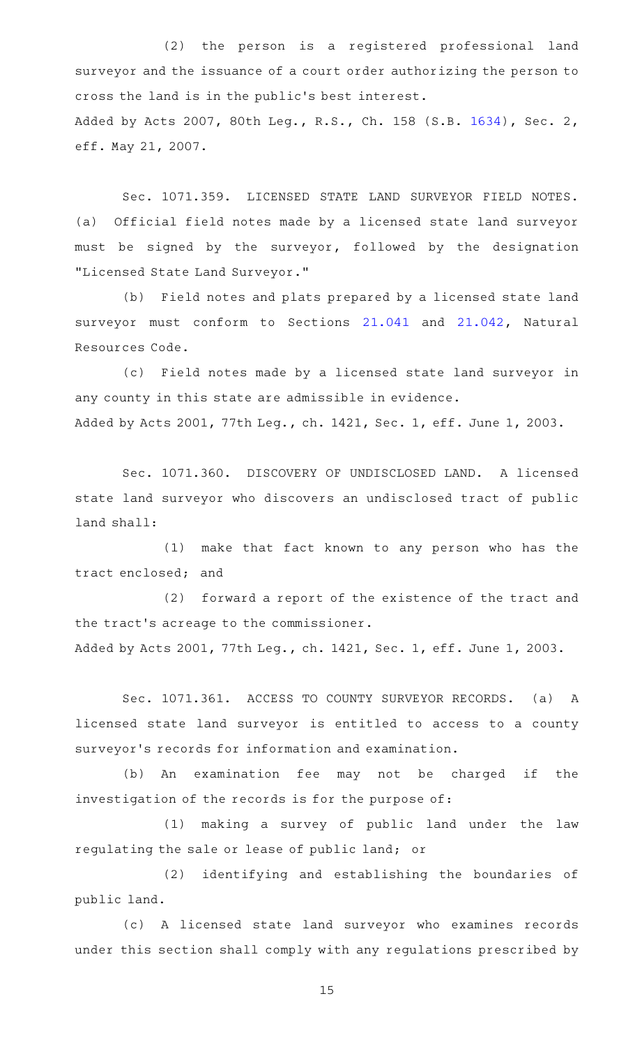(2) the person is a registered professional land surveyor and the issuance of a court order authorizing the person to cross the land is in the public's best interest.

Added by Acts 2007, 80th Leg., R.S., Ch. 158 (S.B. 1634), Sec. 2, eff. May 21, 2007.

Sec. 1071.359. LICENSED STATE LAND SURVEYOR FIELD NOTES. (a) Official field notes made by a licensed state land surveyor must be signed by the surveyor, followed by the designation "Licensed State Land Surveyor."

(b) Field notes and plats prepared by a licensed state land surveyor must conform to Sections 21.041 and 21.042, Natural Resources Code.

(c) Field notes made by a licensed state land surveyor in any county in this state are admissible in evidence.

Added by Acts 2001, 77th Leg., ch. 1421, Sec. 1, eff. June 1, 2003.

Sec. 1071.360. DISCOVERY OF UNDISCLOSED LAND. A licensed state land surveyor who discovers an undisclosed tract of public land shall:

(1) make that fact known to any person who has the tract enclosed; and

(2) forward a report of the existence of the tract and the tract's acreage to the commissioner.

Added by Acts 2001, 77th Leg., ch. 1421, Sec. 1, eff. June 1, 2003.

Sec. 1071.361. ACCESS TO COUNTY SURVEYOR RECORDS. (a) A licensed state land surveyor is entitled to access to a county surveyor's records for information and examination.

(b) An examination fee may not be charged if the investigation of the records is for the purpose of:

(1) making a survey of public land under the law regulating the sale or lease of public land; or

(2) identifying and establishing the boundaries of public land.

(c) A licensed state land surveyor who examines records under this section shall comply with any regulations prescribed by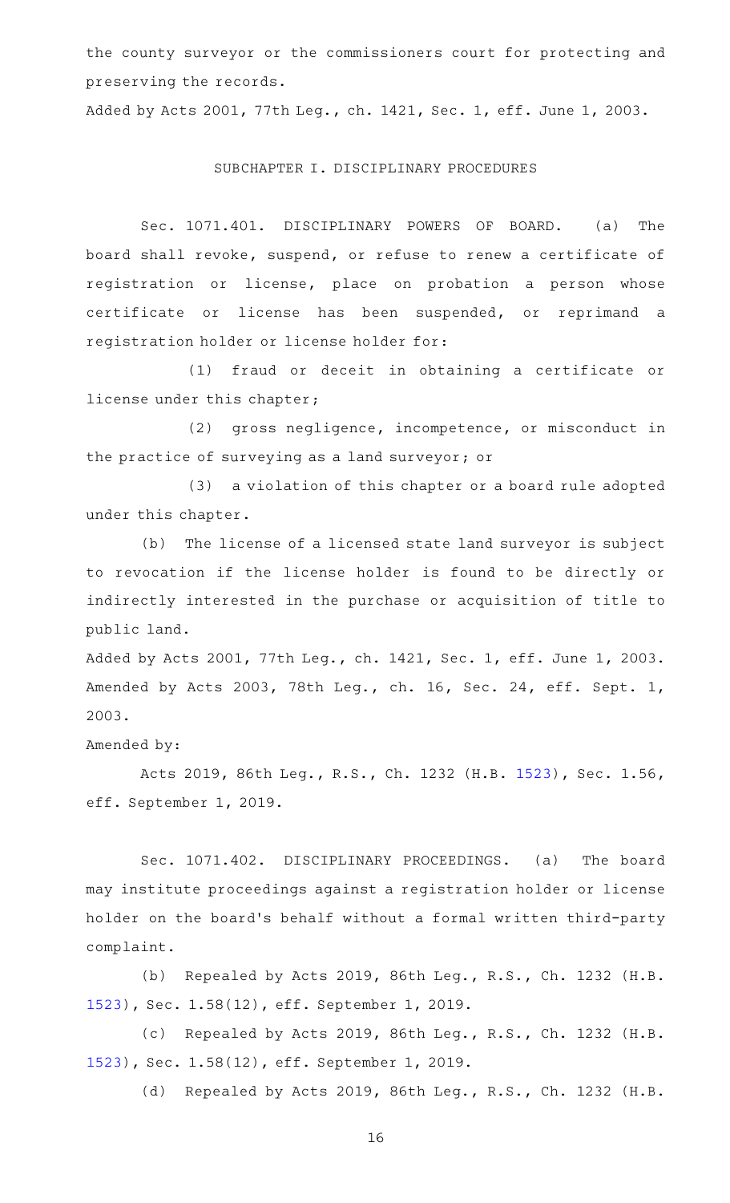the county surveyor or the commissioners court for protecting and preserving the records.

Added by Acts 2001, 77th Leg., ch. 1421, Sec. 1, eff. June 1, 2003.

## SUBCHAPTER I. DISCIPLINARY PROCEDURES

Sec. 1071.401. DISCIPLINARY POWERS OF BOARD. (a) The board shall revoke, suspend, or refuse to renew a certificate of registration or license, place on probation a person whose certificate or license has been suspended, or reprimand a registration holder or license holder for:

(1) fraud or deceit in obtaining a certificate or license under this chapter;

(2) gross negligence, incompetence, or misconduct in the practice of surveying as a land surveyor; or

(3) a violation of this chapter or a board rule adopted under this chapter.

(b) The license of a licensed state land surveyor is subject to revocation if the license holder is found to be directly or indirectly interested in the purchase or acquisition of title to public land.

Added by Acts 2001, 77th Leg., ch. 1421, Sec. 1, eff. June 1, 2003. Amended by Acts 2003, 78th Leg., ch. 16, Sec. 24, eff. Sept. 1, 2003.

Amended by:

Acts 2019, 86th Leg., R.S., Ch. 1232 (H.B. 1523), Sec. 1.56, eff. September 1, 2019.

Sec. 1071.402. DISCIPLINARY PROCEEDINGS. (a) The board may institute proceedings against a registration holder or license holder on the board's behalf without a formal written third-party complaint.

(b) Repealed by Acts 2019, 86th Leg., R.S., Ch. 1232 (H.B. 1523), Sec. 1.58(12), eff. September 1, 2019.

(c) Repealed by Acts 2019, 86th Leg., R.S., Ch. 1232 (H.B. 1523), Sec. 1.58(12), eff. September 1, 2019.

(d) Repealed by Acts 2019, 86th Leg., R.S., Ch. 1232 (H.B.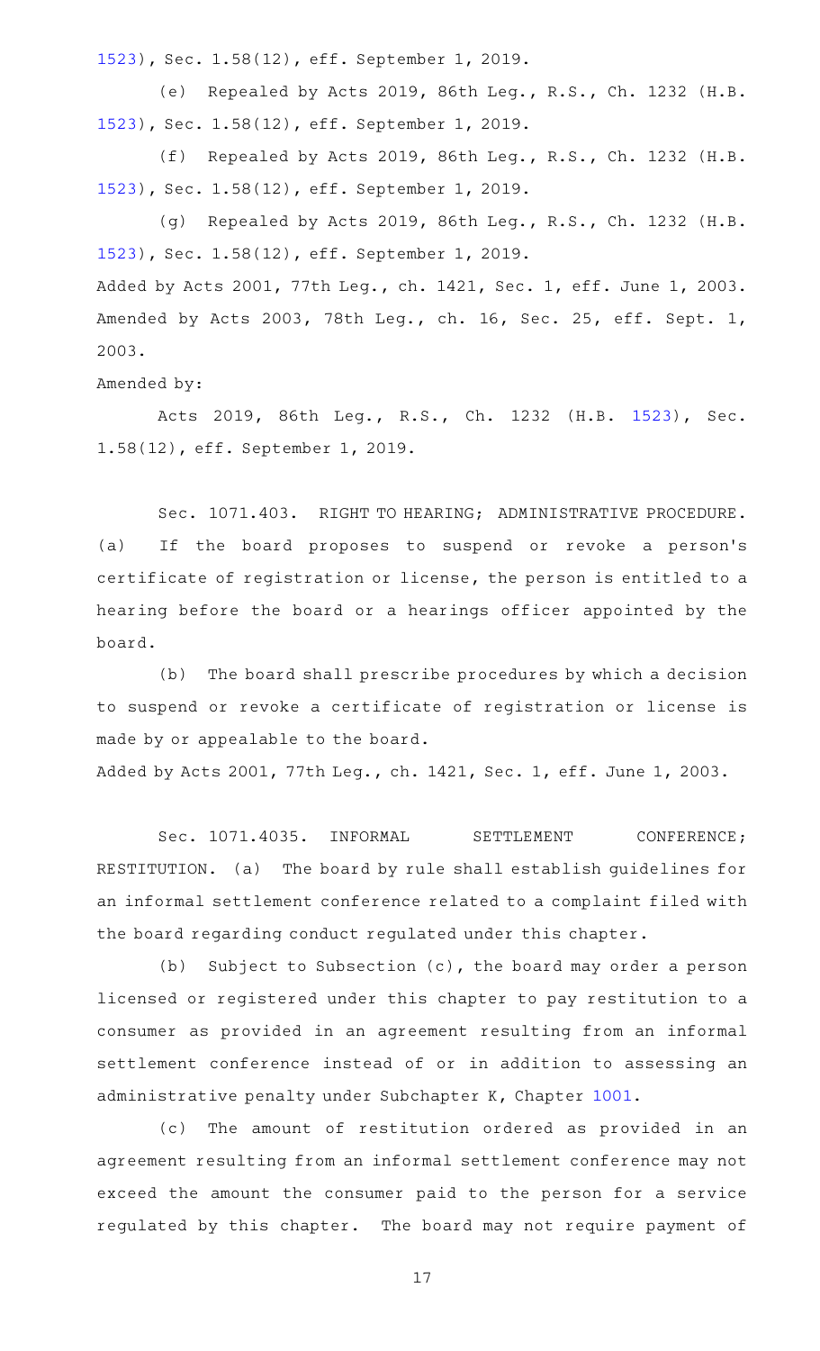1523), Sec. 1.58(12), eff. September 1, 2019.

(e) Repealed by Acts 2019, 86th Leg., R.S., Ch. 1232 (H.B. 1523), Sec. 1.58(12), eff. September 1, 2019.

(f) Repealed by Acts 2019, 86th Leg., R.S., Ch. 1232 (H.B. 1523), Sec. 1.58(12), eff. September 1, 2019.

(g) Repealed by Acts 2019, 86th Leg., R.S., Ch. 1232 (H.B. 1523), Sec. 1.58(12), eff. September 1, 2019.

Added by Acts 2001, 77th Leg., ch. 1421, Sec. 1, eff. June 1, 2003. Amended by Acts 2003, 78th Leg., ch. 16, Sec. 25, eff. Sept. 1, 2003.

Amended by:

Acts 2019, 86th Leg., R.S., Ch. 1232 (H.B. 1523), Sec. 1.58(12), eff. September 1, 2019.

Sec. 1071.403. RIGHT TO HEARING; ADMINISTRATIVE PROCEDURE. (a) If the board proposes to suspend or revoke a person's certificate of registration or license, the person is entitled to a hearing before the board or a hearings officer appointed by the board.

(b) The board shall prescribe procedures by which a decision to suspend or revoke a certificate of registration or license is made by or appealable to the board.

Added by Acts 2001, 77th Leg., ch. 1421, Sec. 1, eff. June 1, 2003.

Sec. 1071.4035. INFORMAL SETTLEMENT CONFERENCE; RESTITUTION. (a) The board by rule shall establish guidelines for an informal settlement conference related to a complaint filed with the board regarding conduct regulated under this chapter.

(b) Subject to Subsection (c), the board may order a person licensed or registered under this chapter to pay restitution to a consumer as provided in an agreement resulting from an informal settlement conference instead of or in addition to assessing an administrative penalty under Subchapter K, Chapter 1001.

(c) The amount of restitution ordered as provided in an agreement resulting from an informal settlement conference may not exceed the amount the consumer paid to the person for a service regulated by this chapter. The board may not require payment of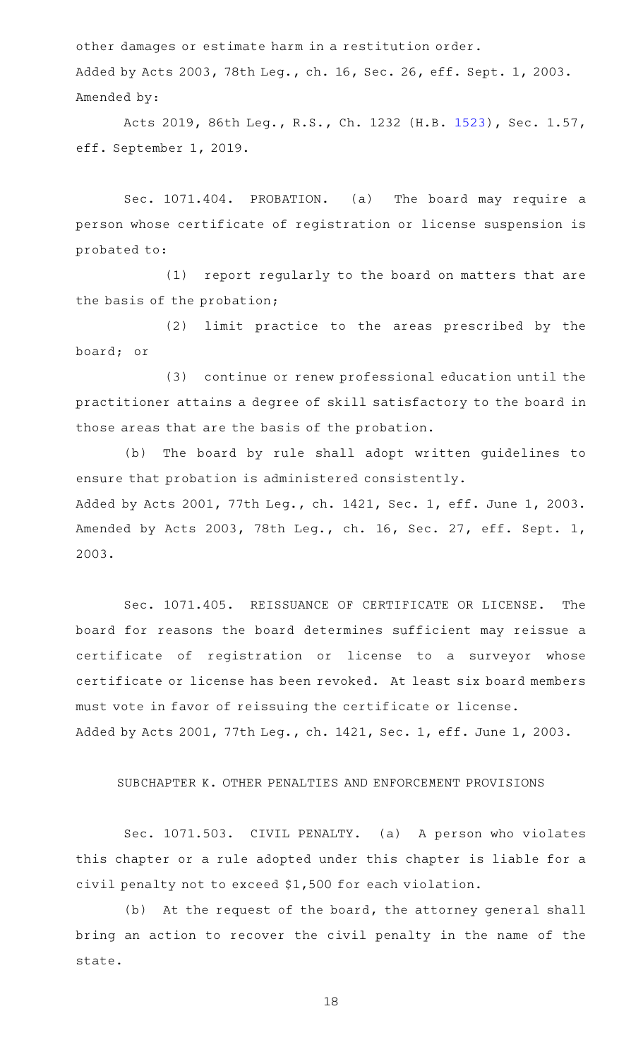other damages or estimate harm in a restitution order.

Added by Acts 2003, 78th Leg., ch. 16, Sec. 26, eff. Sept. 1, 2003.

Amended by:

Acts 2019, 86th Leg., R.S., Ch. 1232 (H.B. 1523), Sec. 1.57, eff. September 1, 2019.

Sec. 1071.404. PROBATION. (a) The board may require a person whose certificate of registration or license suspension is probated to:

(1) report regularly to the board on matters that are the basis of the probation;

(2) limit practice to the areas prescribed by the board; or

(3) continue or renew professional education until the practitioner attains a degree of skill satisfactory to the board in those areas that are the basis of the probation.

(b) The board by rule shall adopt written guidelines to ensure that probation is administered consistently.

Added by Acts 2001, 77th Leg., ch. 1421, Sec. 1, eff. June 1, 2003. Amended by Acts 2003, 78th Leg., ch. 16, Sec. 27, eff. Sept. 1, 2003.

Sec. 1071.405. REISSUANCE OF CERTIFICATE OR LICENSE. The board for reasons the board determines sufficient may reissue a certificate of registration or license to a surveyor whose certificate or license has been revoked. At least six board members must vote in favor of reissuing the certificate or license.

Added by Acts 2001, 77th Leg., ch. 1421, Sec. 1, eff. June 1, 2003.

SUBCHAPTER K. OTHER PENALTIES AND ENFORCEMENT PROVISIONS

Sec. 1071.503. CIVIL PENALTY. (a) A person who violates this chapter or a rule adopted under this chapter is liable for a civil penalty not to exceed $1,500 for each violation.

(b) At the request of the board, the attorney general shall bring an action to recover the civil penalty in the name of the state.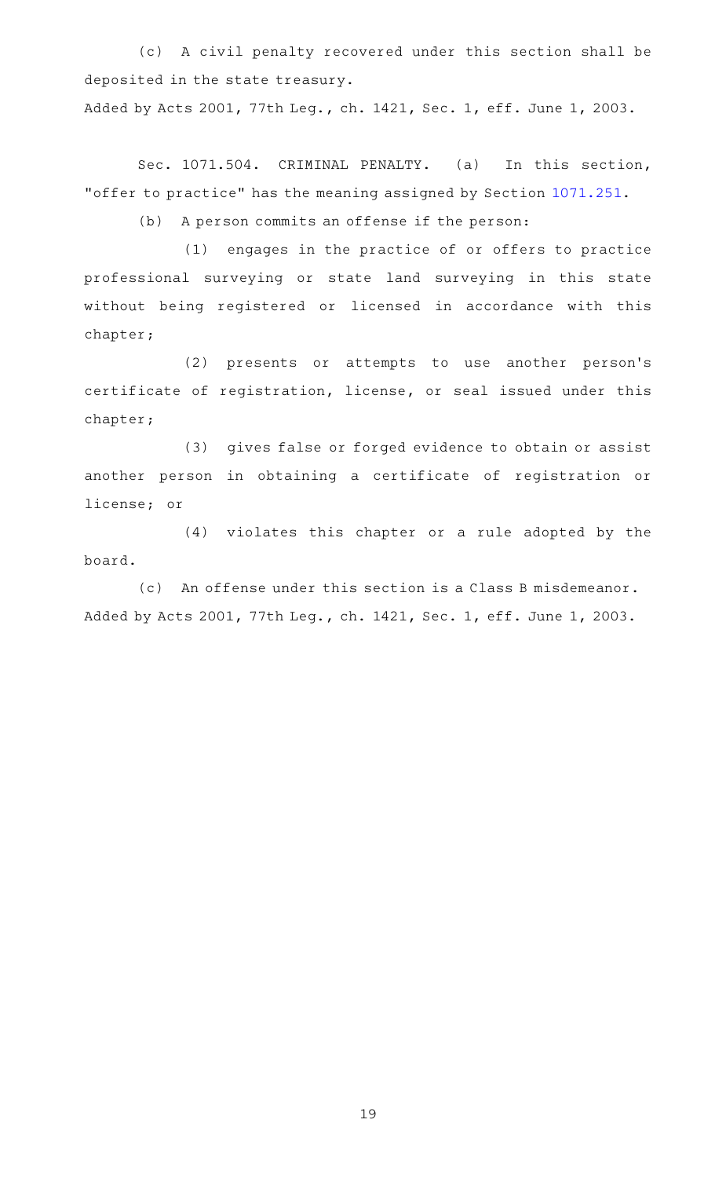(c) A civil penalty recovered under this section shall be deposited in the state treasury.

Added by Acts 2001, 77th Leg., ch. 1421, Sec. 1, eff. June 1, 2003.

Sec. 1071.504. CRIMINAL PENALTY. (a) In this section, "offer to practice" has the meaning assigned by Section 1071.251.

(b) A person commits an offense if the person:

(1) engages in the practice of or offers to practice professional surveying or state land surveying in this state without being registered or licensed in accordance with this chapter;

(2) presents or attempts to use another person's certificate of registration, license, or seal issued under this chapter;

(3) gives false or forged evidence to obtain or assist another person in obtaining a certificate of registration or license; or

(4) violates this chapter or a rule adopted by the board.

(c) An offense under this section is a Class B misdemeanor.

Added by Acts 2001, 77th Leg., ch. 1421, Sec. 1, eff. June 1, 2003.